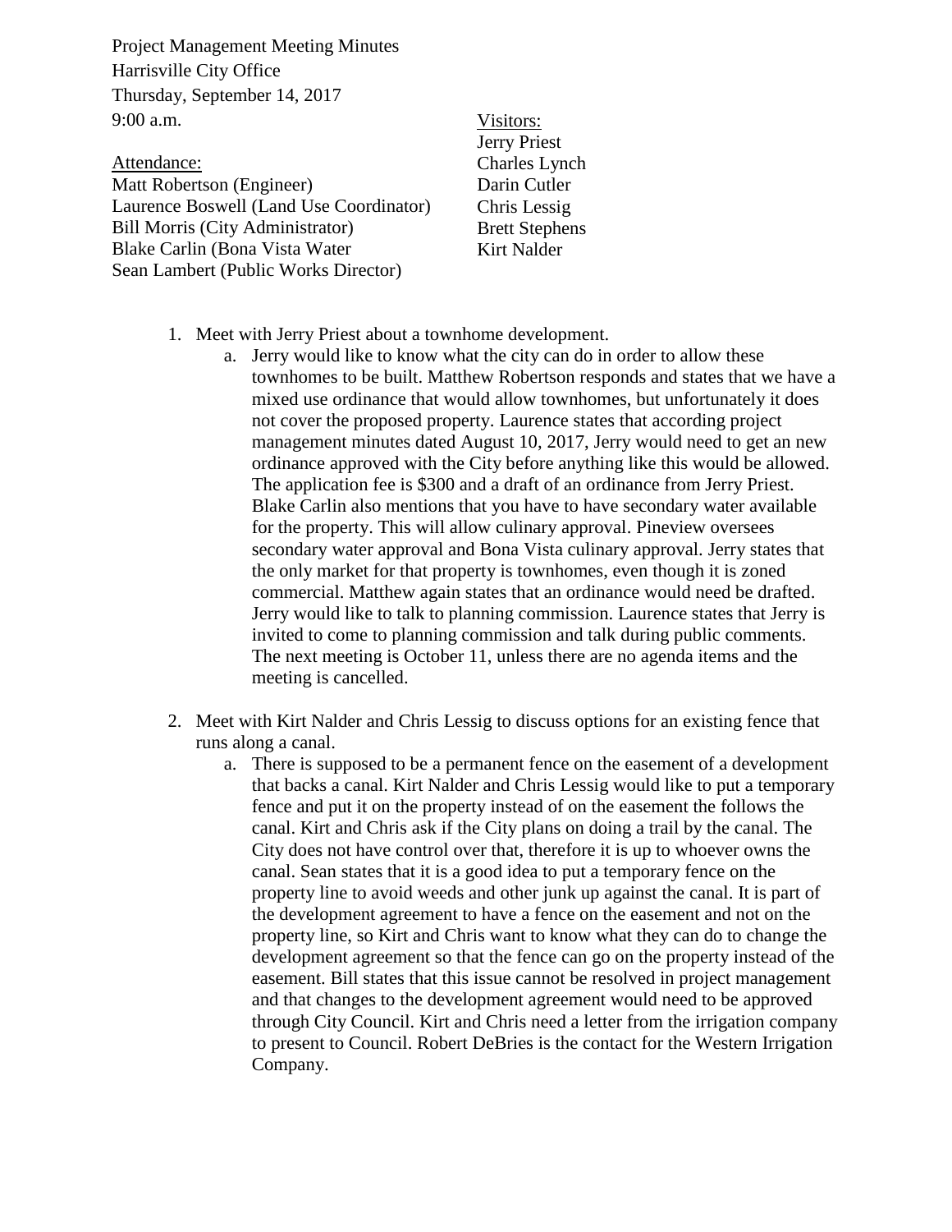Project Management Meeting Minutes
Harrisville City Office
Thursday, September 14, 2017
9:00 a.m.

Attendance:
Matt Robertson (Engineer)
Laurence Boswell (Land Use Coordinator)
Bill Morris (City Administrator)
Blake Carlin (Bona Vista Water
Sean Lambert (Public Works Director)

Visitors:
Jerry Priest
Charles Lynch
Darin Cutler
Chris Lessig
Brett Stephens
Kirt Nalder

1. Meet with Jerry Priest about a townhome development.
   a. Jerry would like to know what the city can do in order to allow these townhomes to be built. Matthew Robertson responds and states that we have a mixed use ordinance that would allow townhomes, but unfortunately it does not cover the proposed property. Laurence states that according project management minutes dated August 10, 2017, Jerry would need to get an new ordinance approved with the City before anything like this would be allowed. The application fee is $300 and a draft of an ordinance from Jerry Priest. Blake Carlin also mentions that you have to have secondary water available for the property. This will allow culinary approval. Pineview oversees secondary water approval and Bona Vista culinary approval. Jerry states that the only market for that property is townhomes, even though it is zoned commercial. Matthew again states that an ordinance would need be drafted. Jerry would like to talk to planning commission. Laurence states that Jerry is invited to come to planning commission and talk during public comments. The next meeting is October 11, unless there are no agenda items and the meeting is cancelled.

2. Meet with Kirt Nalder and Chris Lessig to discuss options for an existing fence that runs along a canal.
   a. There is supposed to be a permanent fence on the easement of a development that backs a canal. Kirt Nalder and Chris Lessig would like to put a temporary fence and put it on the property instead of on the easement the follows the canal. Kirt and Chris ask if the City plans on doing a trail by the canal. The City does not have control over that, therefore it is up to whoever owns the canal. Sean states that it is a good idea to put a temporary fence on the property line to avoid weeds and other junk up against the canal. It is part of the development agreement to have a fence on the easement and not on the property line, so Kirt and Chris want to know what they can do to change the development agreement so that the fence can go on the property instead of the easement. Bill states that this issue cannot be resolved in project management and that changes to the development agreement would need to be approved through City Council. Kirt and Chris need a letter from the irrigation company to present to Council. Robert DeBries is the contact for the Western Irrigation Company.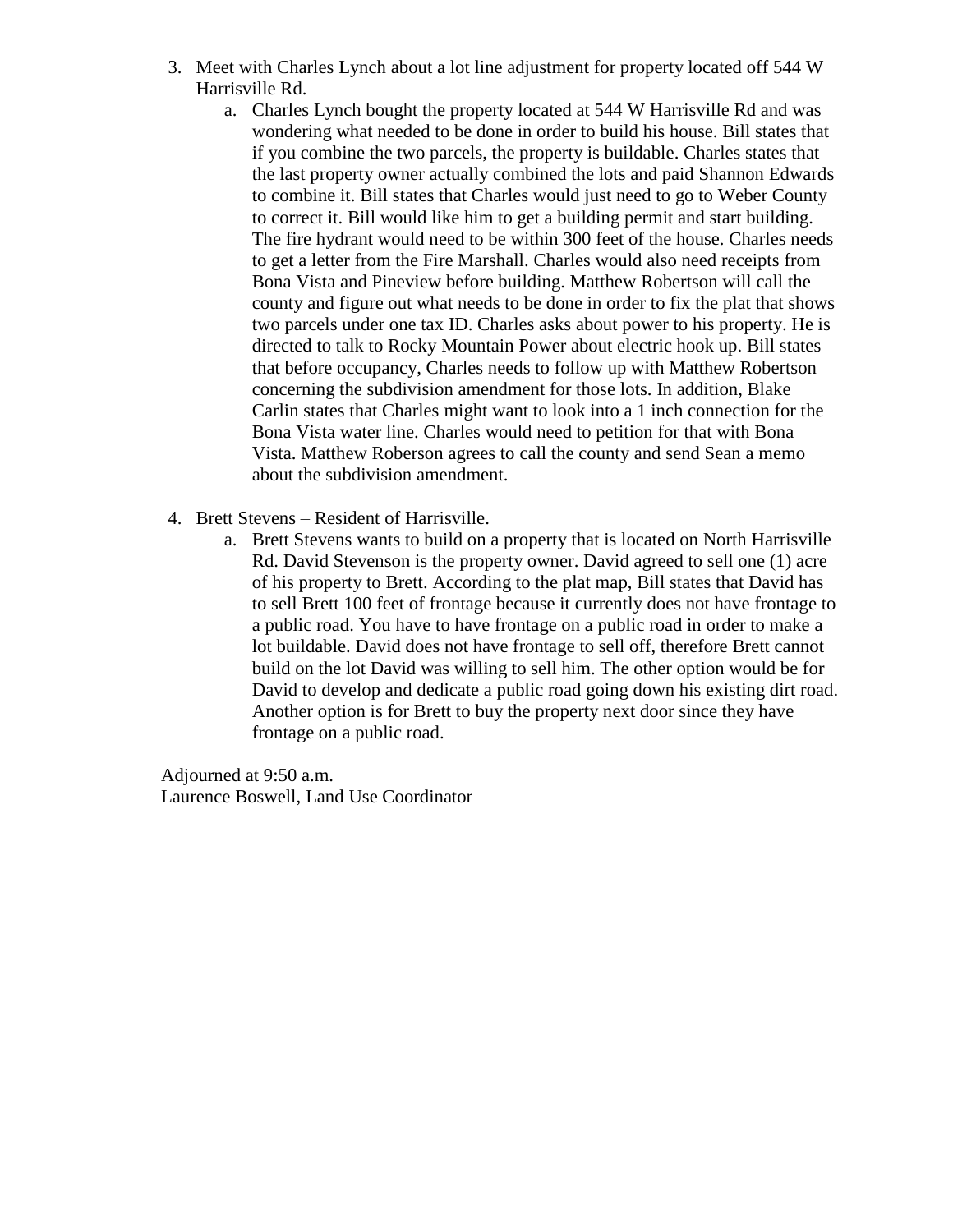3. Meet with Charles Lynch about a lot line adjustment for property located off 544 W Harrisville Rd.
    a. Charles Lynch bought the property located at 544 W Harrisville Rd and was wondering what needed to be done in order to build his house. Bill states that if you combine the two parcels, the property is buildable. Charles states that the last property owner actually combined the lots and paid Shannon Edwards to combine it. Bill states that Charles would just need to go to Weber County to correct it. Bill would like him to get a building permit and start building. The fire hydrant would need to be within 300 feet of the house. Charles needs to get a letter from the Fire Marshall. Charles would also need receipts from Bona Vista and Pineview before building. Matthew Robertson will call the county and figure out what needs to be done in order to fix the plat that shows two parcels under one tax ID. Charles asks about power to his property. He is directed to talk to Rocky Mountain Power about electric hook up. Bill states that before occupancy, Charles needs to follow up with Matthew Robertson concerning the subdivision amendment for those lots. In addition, Blake Carlin states that Charles might want to look into a 1 inch connection for the Bona Vista water line. Charles would need to petition for that with Bona Vista. Matthew Roberson agrees to call the county and send Sean a memo about the subdivision amendment.

4. Brett Stevens – Resident of Harrisville.
    a. Brett Stevens wants to build on a property that is located on North Harrisville Rd. David Stevenson is the property owner. David agreed to sell one (1) acre of his property to Brett. According to the plat map, Bill states that David has to sell Brett 100 feet of frontage because it currently does not have frontage to a public road. You have to have frontage on a public road in order to make a lot buildable. David does not have frontage to sell off, therefore Brett cannot build on the lot David was willing to sell him. The other option would be for David to develop and dedicate a public road going down his existing dirt road. Another option is for Brett to buy the property next door since they have frontage on a public road.

Adjourned at 9:50 a.m.
Laurence Boswell, Land Use Coordinator